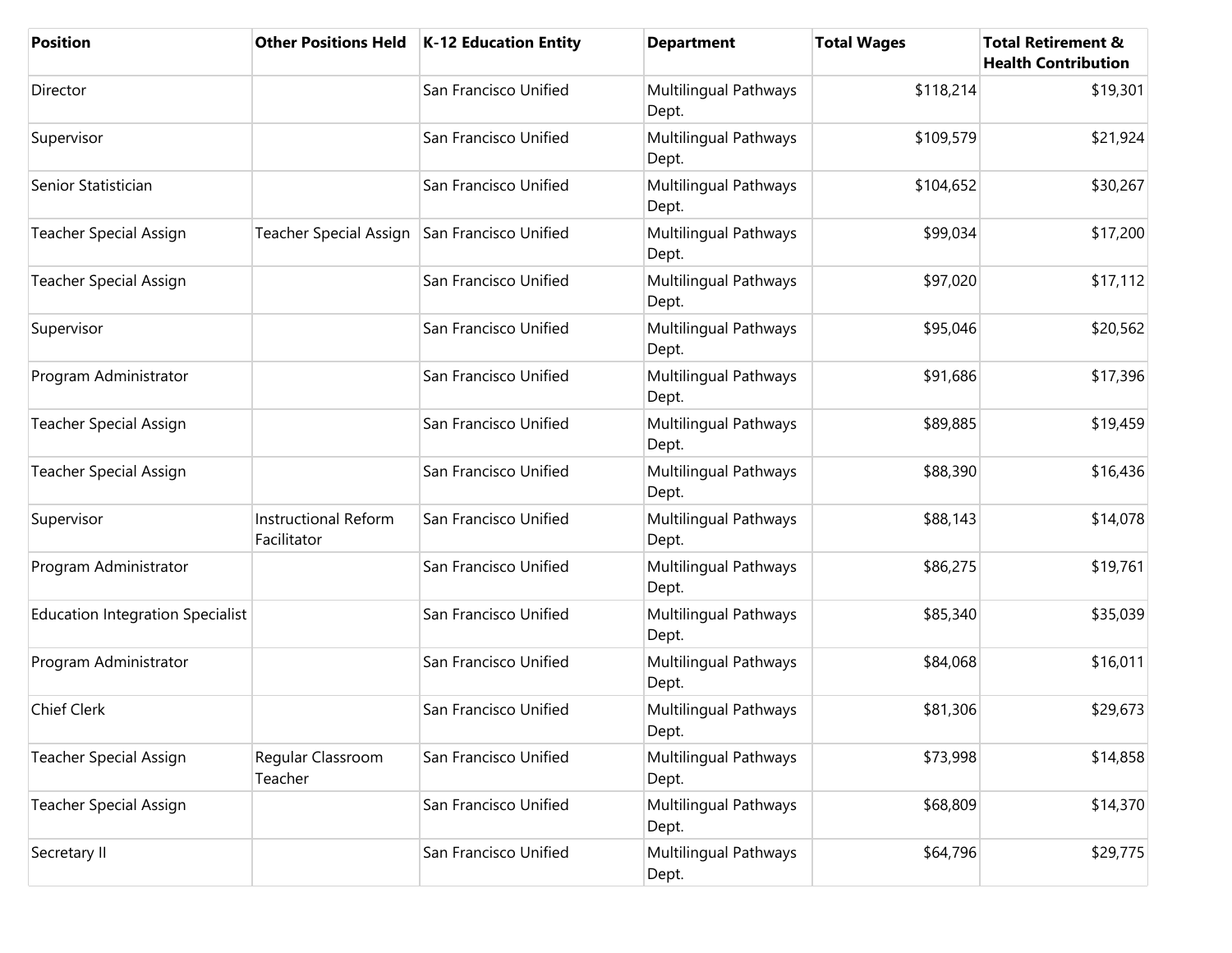| Position | Other Positions Held | K-12 Education Entity | Department | Total Wages | Total Retirement & Health Contribution |
| --- | --- | --- | --- | --- | --- |
| Director | | San Francisco Unified | Multilingual Pathways Dept. | $118,214 | $19,301 |
| Supervisor | | San Francisco Unified | Multilingual Pathways Dept. | $109,579 | $21,924 |
| Senior Statistician | | San Francisco Unified | Multilingual Pathways Dept. | $104,652 | $30,267 |
| Teacher Special Assign | Teacher Special Assign | San Francisco Unified | Multilingual Pathways Dept. | $99,034 | $17,200 |
| Teacher Special Assign | | San Francisco Unified | Multilingual Pathways Dept. | $97,020 | $17,112 |
| Supervisor | | San Francisco Unified | Multilingual Pathways Dept. | $95,046 | $20,562 |
| Program Administrator | | San Francisco Unified | Multilingual Pathways Dept. | $91,686 | $17,396 |
| Teacher Special Assign | | San Francisco Unified | Multilingual Pathways Dept. | $89,885 | $19,459 |
| Teacher Special Assign | | San Francisco Unified | Multilingual Pathways Dept. | $88,390 | $16,436 |
| Supervisor | Instructional Reform Facilitator | San Francisco Unified | Multilingual Pathways Dept. | $88,143 | $14,078 |
| Program Administrator | | San Francisco Unified | Multilingual Pathways Dept. | $86,275 | $19,761 |
| Education Integration Specialist | | San Francisco Unified | Multilingual Pathways Dept. | $85,340 | $35,039 |
| Program Administrator | | San Francisco Unified | Multilingual Pathways Dept. | $84,068 | $16,011 |
| Chief Clerk | | San Francisco Unified | Multilingual Pathways Dept. | $81,306 | $29,673 |
| Teacher Special Assign | Regular Classroom Teacher | San Francisco Unified | Multilingual Pathways Dept. | $73,998 | $14,858 |
| Teacher Special Assign | | San Francisco Unified | Multilingual Pathways Dept. | $68,809 | $14,370 |
| Secretary II | | San Francisco Unified | Multilingual Pathways Dept. | $64,796 | $29,775 |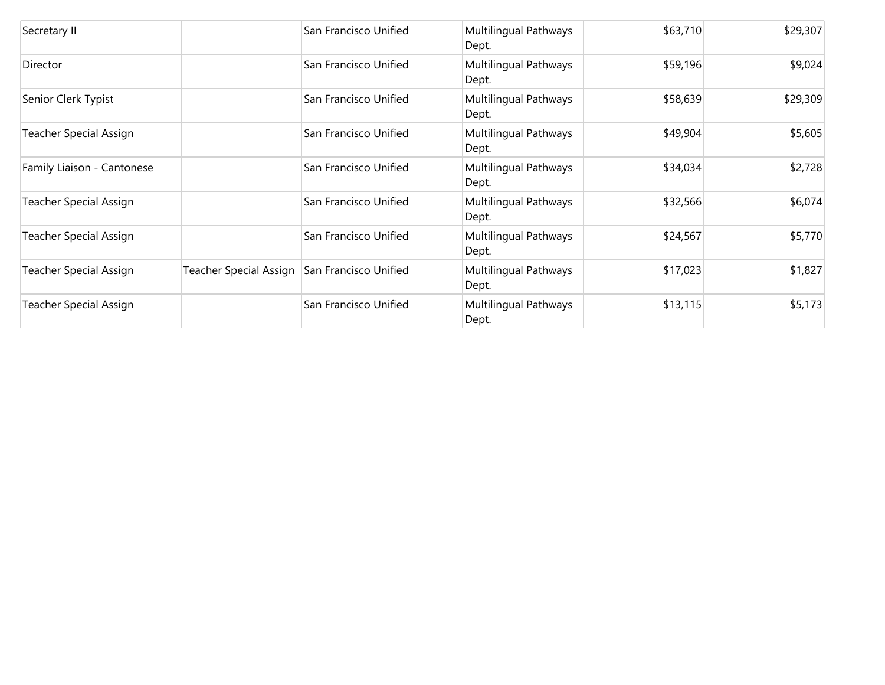| | | | | | |
|---|---|---|---|---|---|
| Secretary II | | San Francisco Unified | Multilingual Pathways Dept. | $63,710 | $29,307 |
| Director | | San Francisco Unified | Multilingual Pathways Dept. | $59,196 | $9,024 |
| Senior Clerk Typist | | San Francisco Unified | Multilingual Pathways Dept. | $58,639 | $29,309 |
| Teacher Special Assign | | San Francisco Unified | Multilingual Pathways Dept. | $49,904 | $5,605 |
| Family Liaison - Cantonese | | San Francisco Unified | Multilingual Pathways Dept. | $34,034 | $2,728 |
| Teacher Special Assign | | San Francisco Unified | Multilingual Pathways Dept. | $32,566 | $6,074 |
| Teacher Special Assign | | San Francisco Unified | Multilingual Pathways Dept. | $24,567 | $5,770 |
| Teacher Special Assign | Teacher Special Assign | San Francisco Unified | Multilingual Pathways Dept. | $17,023 | $1,827 |
| Teacher Special Assign | | San Francisco Unified | Multilingual Pathways Dept. | $13,115 | $5,173 |